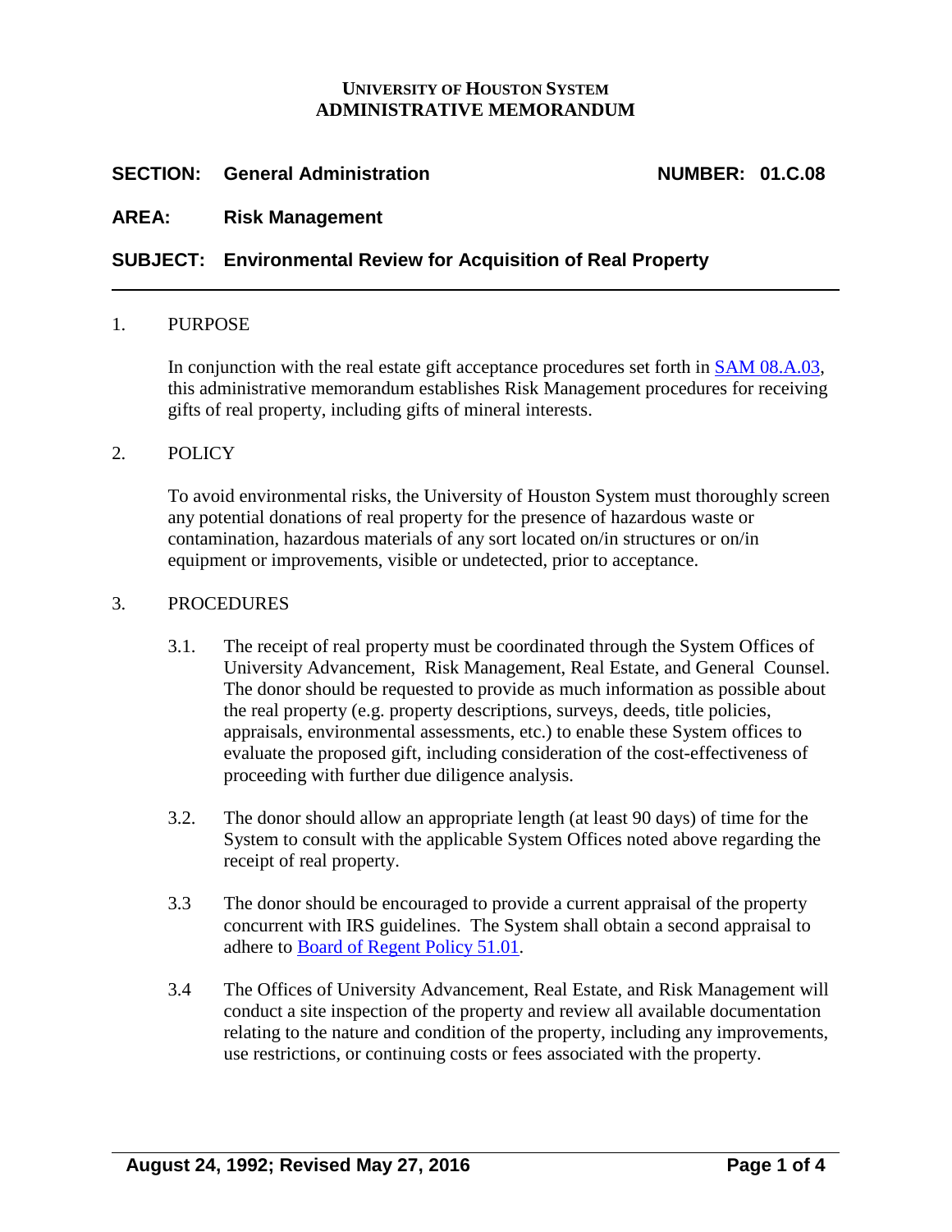**UNIVERSITY OF HOUSTON SYSTEM**
**ADMINISTRATIVE MEMORANDUM**

**SECTION: General Administration** **NUMBER: 01.C.08**

**AREA: Risk Management**

**SUBJECT: Environmental Review for Acquisition of Real Property**

---

1. PURPOSE

   In conjunction with the real estate gift acceptance procedures set forth in SAM 08.A.03, this administrative memorandum establishes Risk Management procedures for receiving gifts of real property, including gifts of mineral interests.

2. POLICY

   To avoid environmental risks, the University of Houston System must thoroughly screen any potential donations of real property for the presence of hazardous waste or contamination, hazardous materials of any sort located on/in structures or on/in equipment or improvements, visible or undetected, prior to acceptance.

3. PROCEDURES

   3.1. The receipt of real property must be coordinated through the System Offices of University Advancement, Risk Management, Real Estate, and General Counsel. The donor should be requested to provide as much information as possible about the real property (e.g. property descriptions, surveys, deeds, title policies, appraisals, environmental assessments, etc.) to enable these System offices to evaluate the proposed gift, including consideration of the cost-effectiveness of proceeding with further due diligence analysis.

   3.2. The donor should allow an appropriate length (at least 90 days) of time for the System to consult with the applicable System Offices noted above regarding the receipt of real property.

   3.3 The donor should be encouraged to provide a current appraisal of the property concurrent with IRS guidelines. The System shall obtain a second appraisal to adhere to Board of Regent Policy 51.01.

   3.4 The Offices of University Advancement, Real Estate, and Risk Management will conduct a site inspection of the property and review all available documentation relating to the nature and condition of the property, including any improvements, use restrictions, or continuing costs or fees associated with the property.

August 24, 1992; Revised May 27, 2016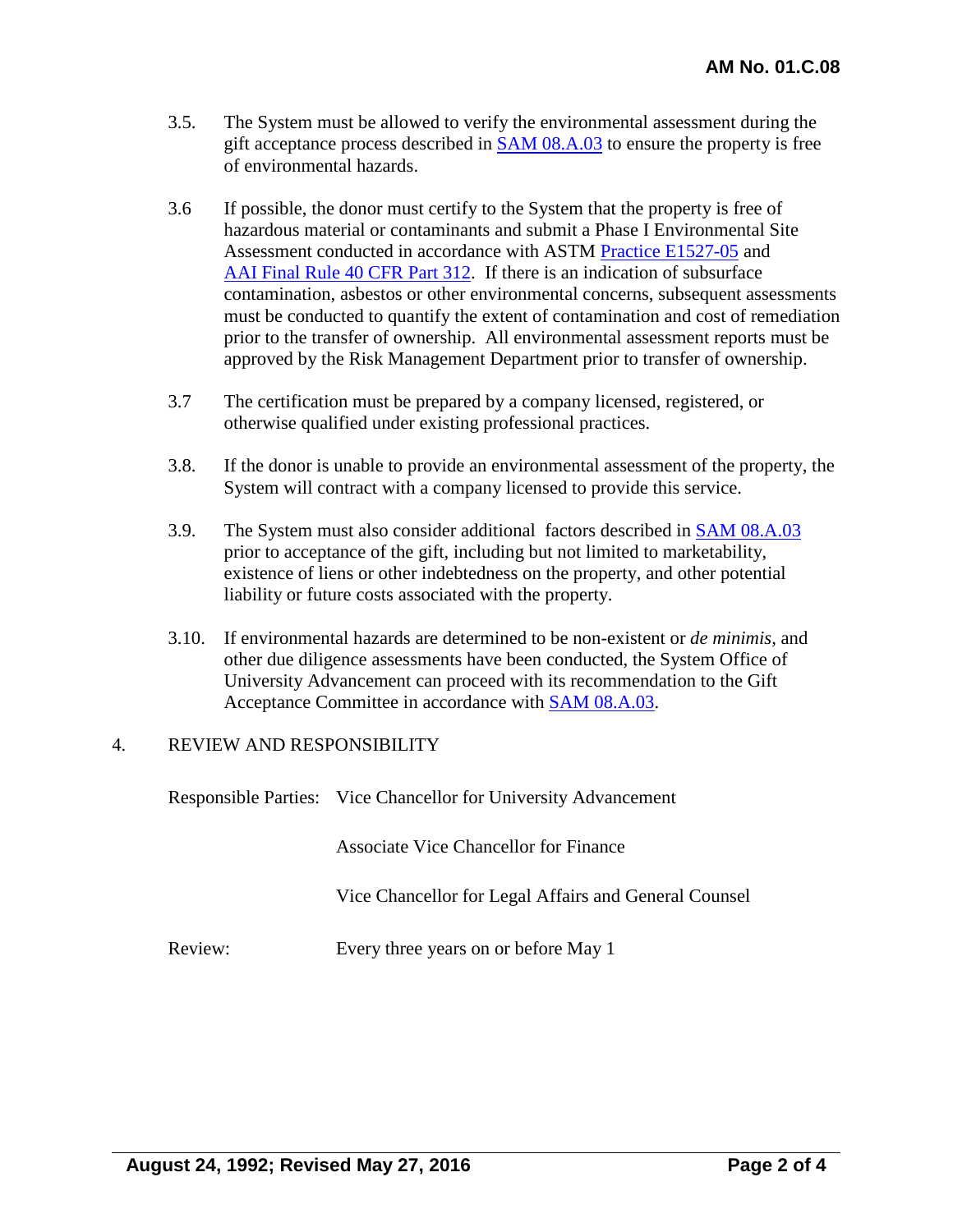3.5. The System must be allowed to verify the environmental assessment during the gift acceptance process described in SAM 08.A.03 to ensure the property is free of environmental hazards.

3.6 If possible, the donor must certify to the System that the property is free of hazardous material or contaminants and submit a Phase I Environmental Site Assessment conducted in accordance with ASTM Practice E1527-05 and AAI Final Rule 40 CFR Part 312. If there is an indication of subsurface contamination, asbestos or other environmental concerns, subsequent assessments must be conducted to quantify the extent of contamination and cost of remediation prior to the transfer of ownership. All environmental assessment reports must be approved by the Risk Management Department prior to transfer of ownership.

3.7 The certification must be prepared by a company licensed, registered, or otherwise qualified under existing professional practices.

3.8. If the donor is unable to provide an environmental assessment of the property, the System will contract with a company licensed to provide this service.

3.9. The System must also consider additional factors described in SAM 08.A.03 prior to acceptance of the gift, including but not limited to marketability, existence of liens or other indebtedness on the property, and other potential liability or future costs associated with the property.

3.10. If environmental hazards are determined to be non-existent or *de minimis*, and other due diligence assessments have been conducted, the System Office of University Advancement can proceed with its recommendation to the Gift Acceptance Committee in accordance with SAM 08.A.03.

## 4. REVIEW AND RESPONSIBILITY

Responsible Parties: Vice Chancellor for University Advancement

Associate Vice Chancellor for Finance

Vice Chancellor for Legal Affairs and General Counsel

Review: Every three years on or before May 1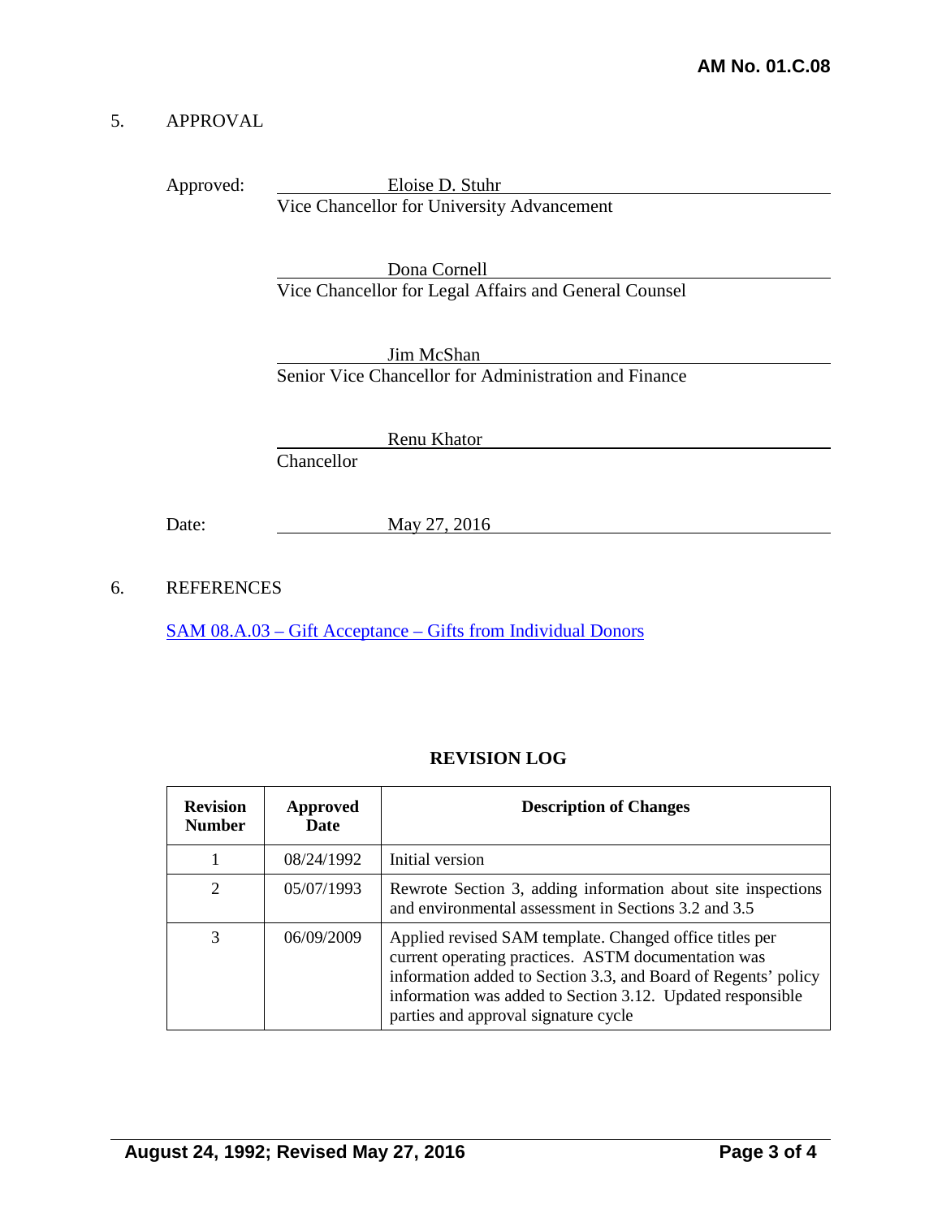## 5. APPROVAL

Approved: Eloise D. Stuhr
Vice Chancellor for University Advancement

Dona Cornell
Vice Chancellor for Legal Affairs and General Counsel

Jim McShan
Senior Vice Chancellor for Administration and Finance

Renu Khator
Chancellor

Date: May 27, 2016

## 6. REFERENCES

SAM 08.A.03 – Gift Acceptance – Gifts from Individual Donors

### REVISION LOG

| Revision Number | Approved Date | Description of Changes |
|---|---|---|
| 1 | 08/24/1992 | Initial version |
| 2 | 05/07/1993 | Rewrote Section 3, adding information about site inspections and environmental assessment in Sections 3.2 and 3.5 |
| 3 | 06/09/2009 | Applied revised SAM template. Changed office titles per current operating practices. ASTM documentation was information added to Section 3.3, and Board of Regents' policy information was added to Section 3.12. Updated responsible parties and approval signature cycle |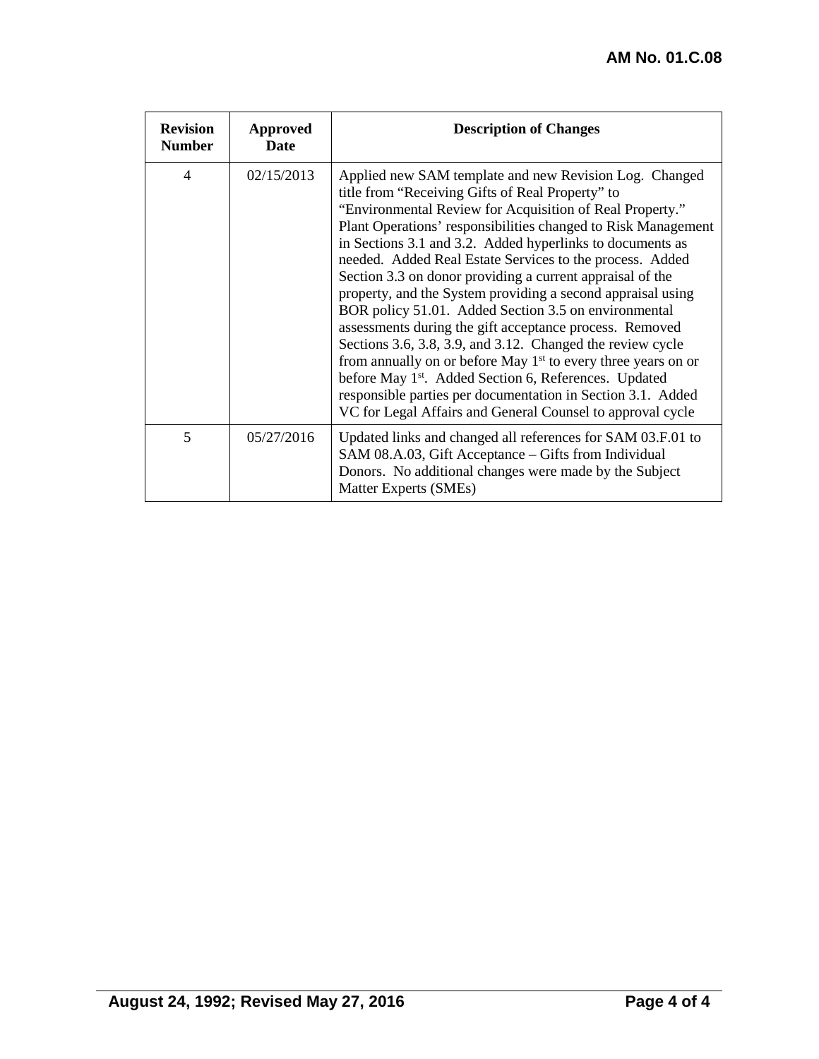| Revision Number | Approved Date | Description of Changes |
|---|---|---|
| 4 | 02/15/2013 | Applied new SAM template and new Revision Log. Changed title from "Receiving Gifts of Real Property" to "Environmental Review for Acquisition of Real Property." Plant Operations' responsibilities changed to Risk Management in Sections 3.1 and 3.2. Added hyperlinks to documents as needed. Added Real Estate Services to the process. Added Section 3.3 on donor providing a current appraisal of the property, and the System providing a second appraisal using BOR policy 51.01. Added Section 3.5 on environmental assessments during the gift acceptance process. Removed Sections 3.6, 3.8, 3.9, and 3.12. Changed the review cycle from annually on or before May 1st to every three years on or before May 1st. Added Section 6, References. Updated responsible parties per documentation in Section 3.1. Added VC for Legal Affairs and General Counsel to approval cycle |
| 5 | 05/27/2016 | Updated links and changed all references for SAM 03.F.01 to SAM 08.A.03, Gift Acceptance – Gifts from Individual Donors. No additional changes were made by the Subject Matter Experts (SMEs) |